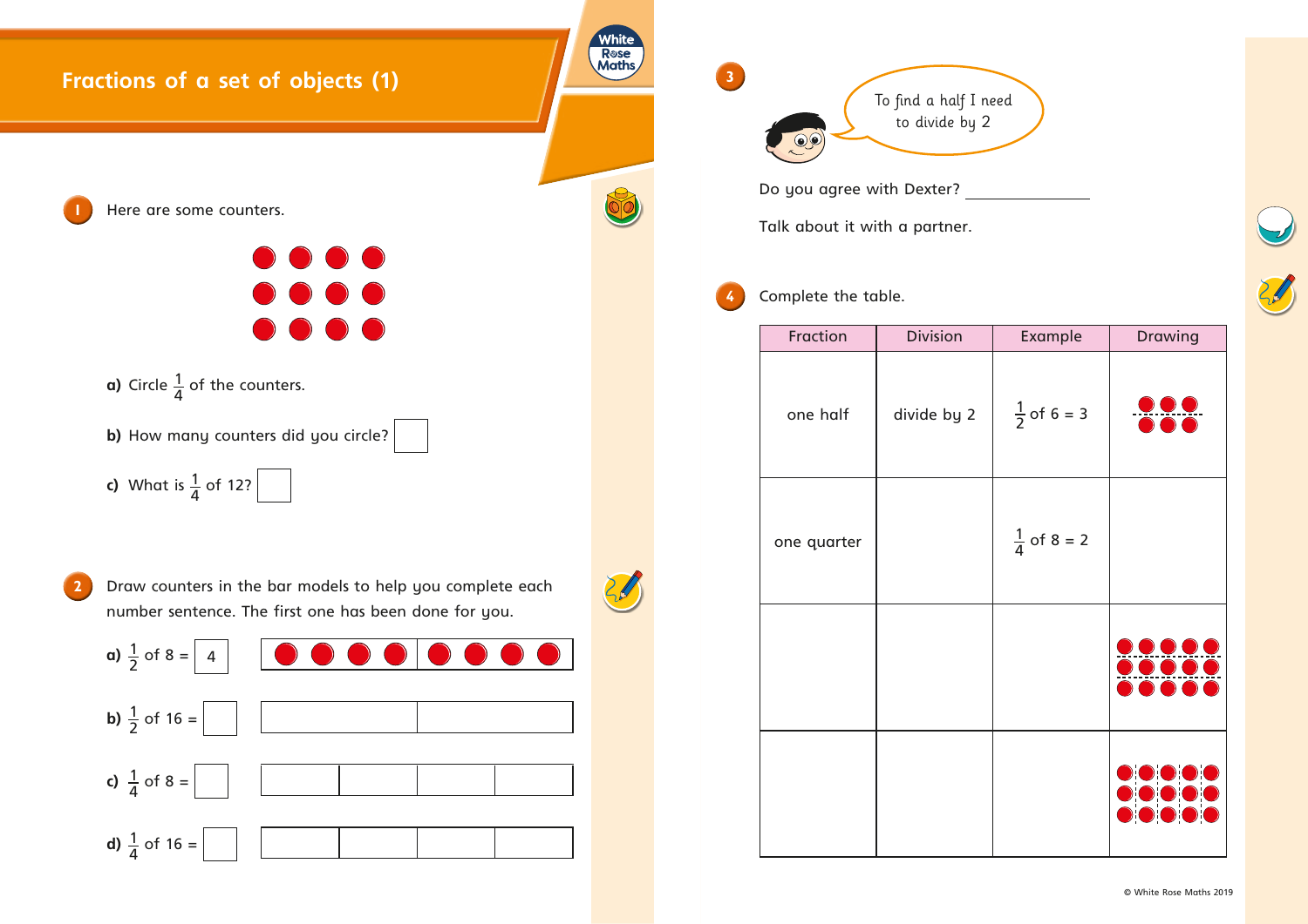# Fractions of a set of objects (1)

**1** Here are some counters.

**a)** Circle $\frac{1}{4}$ of the counters.

**b)** How many counters did you circle? ☐

**c)** What is $\frac{1}{4}$ of 12? ☐

**2** Draw counters in the bar models to help you complete each number sentence. The first one has been done for you.

**a)** $\frac{1}{2}$ of 8 = 4

**b)** $\frac{1}{2}$ of 16 = ☐

**c)** $\frac{1}{4}$ of 8 = ☐

**d)** $\frac{1}{4}$ of 16 = ☐

**3** To find a half I need to divide by 2

Do you agree with Dexter? \_\_\_\_\_\_\_\_\_\_\_\_

Talk about it with a partner.

**4** Complete the table.

| Fraction | Division | Example | Drawing |
|---|---|---|---|
| one half | divide by 2 | $\frac{1}{2}$ of 6 = 3 | |
| one quarter | | $\frac{1}{4}$ of 8 = 2 | |
| | | | |
| | | | |

© White Rose Maths 2019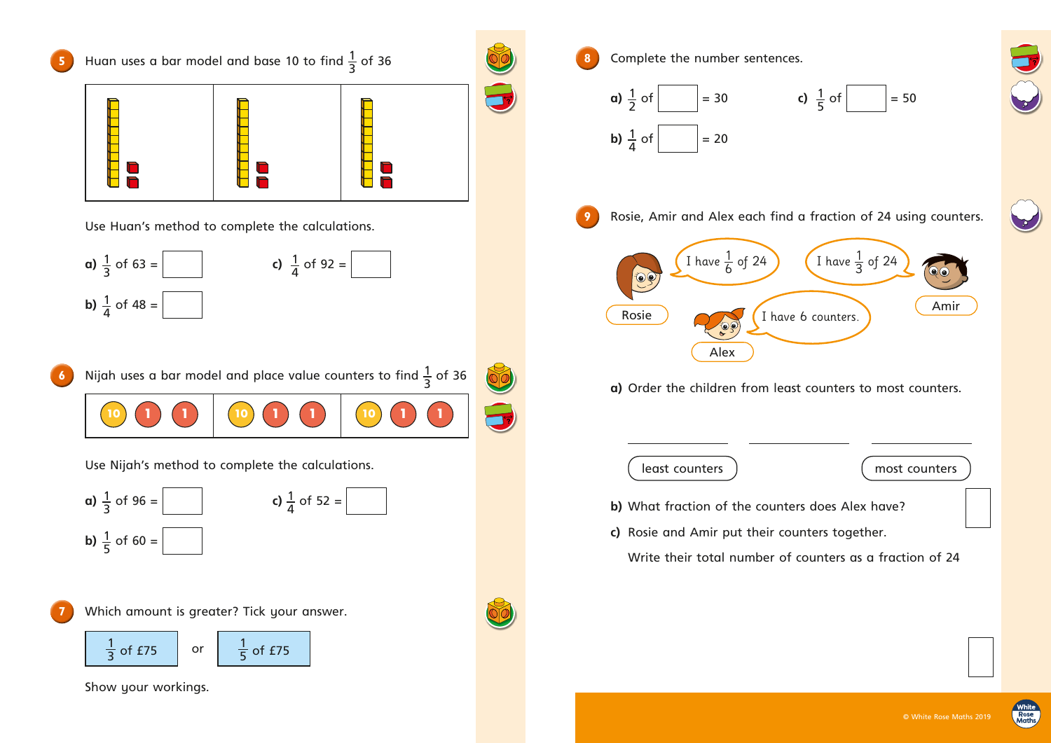**5** Huan uses a bar model and base 10 to find $\frac{1}{3}$ of 36

Use Huan's method to complete the calculations.

**a)** $\frac{1}{3}$ of 63 = ☐

**b)** $\frac{1}{4}$ of 48 = ☐

**c)** $\frac{1}{4}$ of 92 = ☐

**6** Nijah uses a bar model and place value counters to find $\frac{1}{3}$ of 36

| | | |
|---|---|---|
| 10 1 1 | 10 1 1 | 10 1 1 |

Use Nijah's method to complete the calculations.

**a)** $\frac{1}{3}$ of 96 = ☐

**b)** $\frac{1}{5}$ of 60 = ☐

**c)** $\frac{1}{4}$ of 52 = ☐

**7** Which amount is greater? Tick your answer.

$\frac{1}{3}$ of £75 or $\frac{1}{5}$ of £75

Show your workings.

**8** Complete the number sentences.

**a)** $\frac{1}{2}$ of ☐ = 30

**b)** $\frac{1}{4}$ of ☐ = 20

**c)** $\frac{1}{5}$ of ☐ = 50

**9** Rosie, Amir and Alex each find a fraction of 24 using counters.

Rosie: I have $\frac{1}{6}$ of 24

Amir: I have $\frac{1}{3}$ of 24

Alex: I have 6 counters.

**a)** Order the children from least counters to most counters.

________ ________ ________

least counters — most counters

**b)** What fraction of the counters does Alex have? ☐

**c)** Rosie and Amir put their counters together.

Write their total number of counters as a fraction of 24

☐